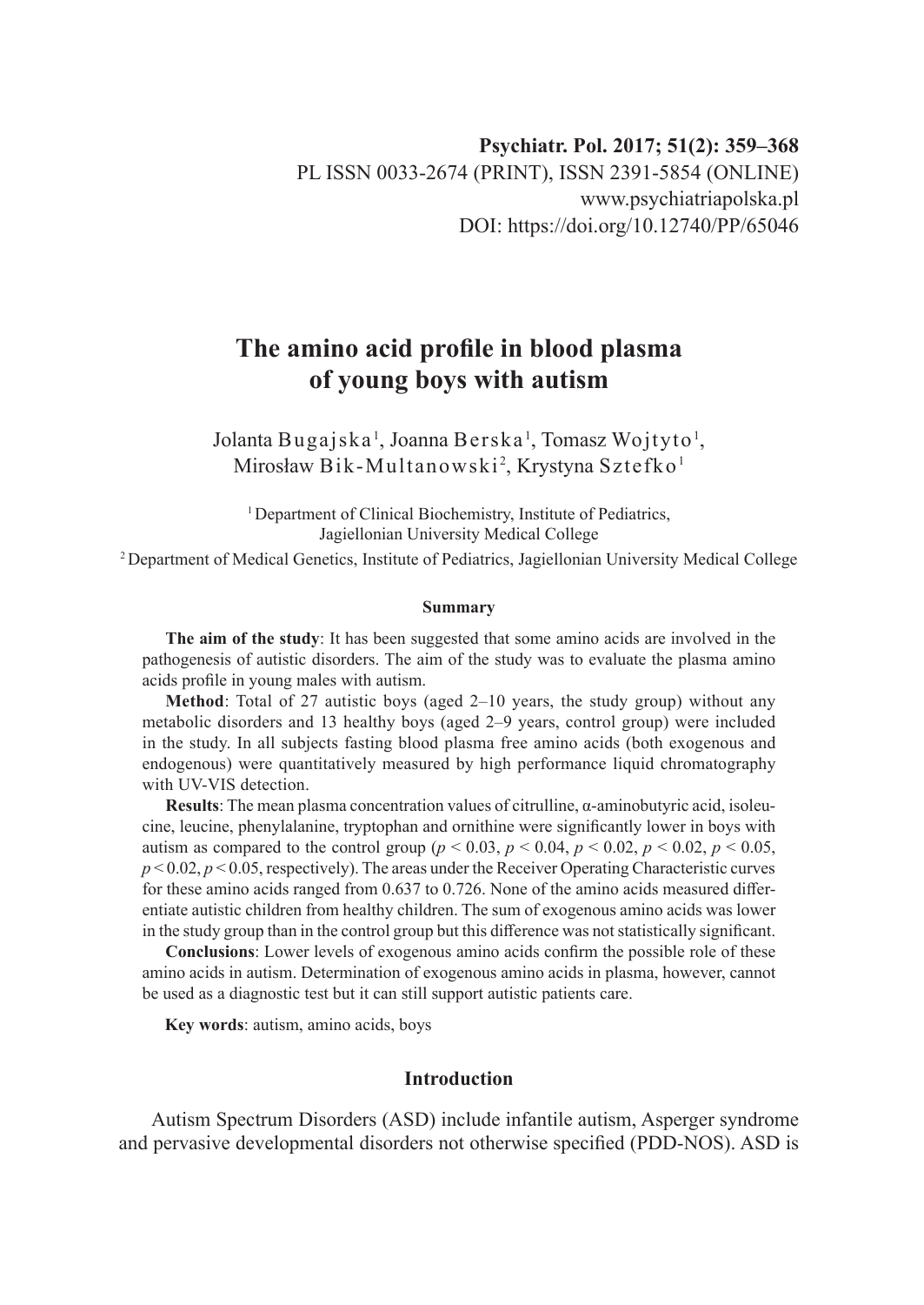Psychiatr. Pol. 2017; 51(2): 359–368
PL ISSN 0033-2674 (PRINT), ISSN 2391-5854 (ONLINE)
www.psychiatriapolska.pl
DOI: https://doi.org/10.12740/PP/65046

# The amino acid profile in blood plasma of young boys with autism

Jolanta Bugajska[1], Joanna Berska[1], Tomasz Wojtyto[1], Mirosław Bik-Multanowski[2], Krystyna Sztefko[1]

[1] Department of Clinical Biochemistry, Institute of Pediatrics, Jagiellonian University Medical College

[2] Department of Medical Genetics, Institute of Pediatrics, Jagiellonian University Medical College

### Summary

**The aim of the study**: It has been suggested that some amino acids are involved in the pathogenesis of autistic disorders. The aim of the study was to evaluate the plasma amino acids profile in young males with autism.

**Method**: Total of 27 autistic boys (aged 2–10 years, the study group) without any metabolic disorders and 13 healthy boys (aged 2–9 years, control group) were included in the study. In all subjects fasting blood plasma free amino acids (both exogenous and endogenous) were quantitatively measured by high performance liquid chromatography with UV-VIS detection.

**Results**: The mean plasma concentration values of citrulline, α-aminobutyric acid, isoleucine, leucine, phenylalanine, tryptophan and ornithine were significantly lower in boys with autism as compared to the control group ($p < 0.03$, $p < 0.04$, $p < 0.02$, $p < 0.02$, $p < 0.05$, $p < 0.02$, $p < 0.05$, respectively). The areas under the Receiver Operating Characteristic curves for these amino acids ranged from 0.637 to 0.726. None of the amino acids measured differentiate autistic children from healthy children. The sum of exogenous amino acids was lower in the study group than in the control group but this difference was not statistically significant.

**Conclusions**: Lower levels of exogenous amino acids confirm the possible role of these amino acids in autism. Determination of exogenous amino acids in plasma, however, cannot be used as a diagnostic test but it can still support autistic patients care.

**Key words**: autism, amino acids, boys

## Introduction

Autism Spectrum Disorders (ASD) include infantile autism, Asperger syndrome and pervasive developmental disorders not otherwise specified (PDD-NOS). ASD is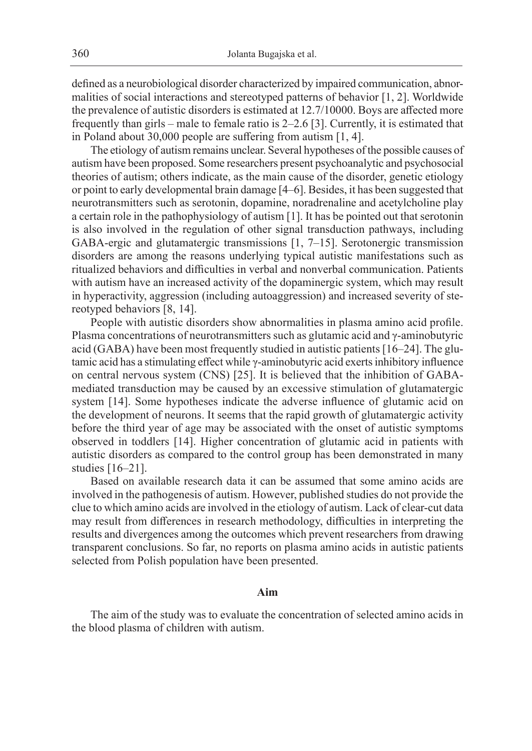defined as a neurobiological disorder characterized by impaired communication, abnormalities of social interactions and stereotyped patterns of behavior [1, 2]. Worldwide the prevalence of autistic disorders is estimated at 12.7/10000. Boys are affected more frequently than girls – male to female ratio is 2–2.6 [3]. Currently, it is estimated that in Poland about 30,000 people are suffering from autism [1, 4].

The etiology of autism remains unclear. Several hypotheses of the possible causes of autism have been proposed. Some researchers present psychoanalytic and psychosocial theories of autism; others indicate, as the main cause of the disorder, genetic etiology or point to early developmental brain damage [4–6]. Besides, it has been suggested that neurotransmitters such as serotonin, dopamine, noradrenaline and acetylcholine play a certain role in the pathophysiology of autism [1]. It has be pointed out that serotonin is also involved in the regulation of other signal transduction pathways, including GABA-ergic and glutamatergic transmissions [1, 7–15]. Serotonergic transmission disorders are among the reasons underlying typical autistic manifestations such as ritualized behaviors and difficulties in verbal and nonverbal communication. Patients with autism have an increased activity of the dopaminergic system, which may result in hyperactivity, aggression (including autoaggression) and increased severity of stereotyped behaviors [8, 14].

People with autistic disorders show abnormalities in plasma amino acid profile. Plasma concentrations of neurotransmitters such as glutamic acid and γ-aminobutyric acid (GABA) have been most frequently studied in autistic patients [16–24]. The glutamic acid has a stimulating effect while γ-aminobutyric acid exerts inhibitory influence on central nervous system (CNS) [25]. It is believed that the inhibition of GABA-mediated transduction may be caused by an excessive stimulation of glutamatergic system [14]. Some hypotheses indicate the adverse influence of glutamic acid on the development of neurons. It seems that the rapid growth of glutamatergic activity before the third year of age may be associated with the onset of autistic symptoms observed in toddlers [14]. Higher concentration of glutamic acid in patients with autistic disorders as compared to the control group has been demonstrated in many studies [16–21].

Based on available research data it can be assumed that some amino acids are involved in the pathogenesis of autism. However, published studies do not provide the clue to which amino acids are involved in the etiology of autism. Lack of clear-cut data may result from differences in research methodology, difficulties in interpreting the results and divergences among the outcomes which prevent researchers from drawing transparent conclusions. So far, no reports on plasma amino acids in autistic patients selected from Polish population have been presented.

## Aim

The aim of the study was to evaluate the concentration of selected amino acids in the blood plasma of children with autism.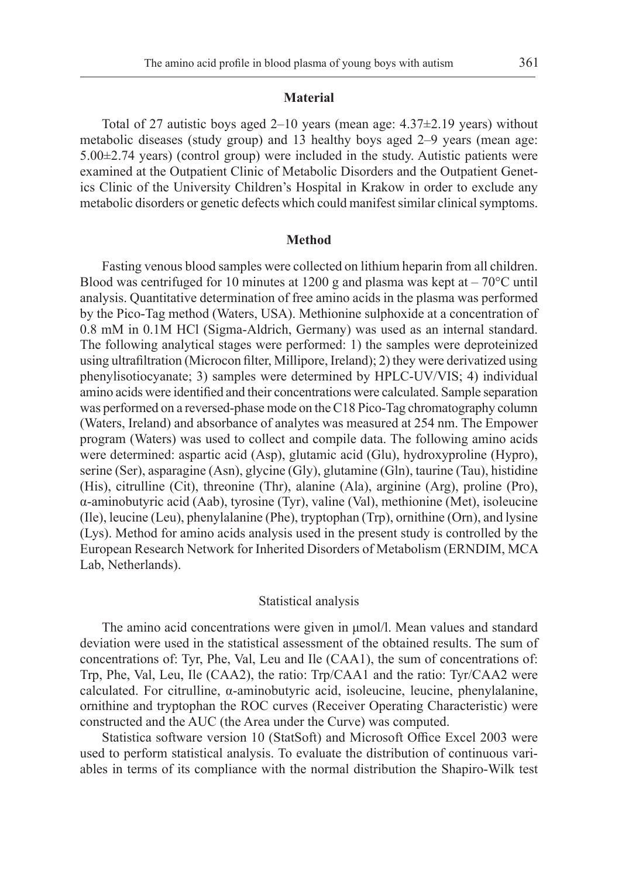## Material

Total of 27 autistic boys aged 2–10 years (mean age: 4.37±2.19 years) without metabolic diseases (study group) and 13 healthy boys aged 2–9 years (mean age: 5.00±2.74 years) (control group) were included in the study. Autistic patients were examined at the Outpatient Clinic of Metabolic Disorders and the Outpatient Genetics Clinic of the University Children's Hospital in Krakow in order to exclude any metabolic disorders or genetic defects which could manifest similar clinical symptoms.

## Method

Fasting venous blood samples were collected on lithium heparin from all children. Blood was centrifuged for 10 minutes at 1200 g and plasma was kept at – 70°C until analysis. Quantitative determination of free amino acids in the plasma was performed by the Pico-Tag method (Waters, USA). Methionine sulphoxide at a concentration of 0.8 mM in 0.1M HCl (Sigma-Aldrich, Germany) was used as an internal standard. The following analytical stages were performed: 1) the samples were deproteinized using ultrafiltration (Microcon filter, Millipore, Ireland); 2) they were derivatized using phenylisotiocyanate; 3) samples were determined by HPLC-UV/VIS; 4) individual amino acids were identified and their concentrations were calculated. Sample separation was performed on a reversed-phase mode on the C18 Pico-Tag chromatography column (Waters, Ireland) and absorbance of analytes was measured at 254 nm. The Empower program (Waters) was used to collect and compile data. The following amino acids were determined: aspartic acid (Asp), glutamic acid (Glu), hydroxyproline (Hypro), serine (Ser), asparagine (Asn), glycine (Gly), glutamine (Gln), taurine (Tau), histidine (His), citrulline (Cit), threonine (Thr), alanine (Ala), arginine (Arg), proline (Pro), α-aminobutyric acid (Aab), tyrosine (Tyr), valine (Val), methionine (Met), isoleucine (Ile), leucine (Leu), phenylalanine (Phe), tryptophan (Trp), ornithine (Orn), and lysine (Lys). Method for amino acids analysis used in the present study is controlled by the European Research Network for Inherited Disorders of Metabolism (ERNDIM, MCA Lab, Netherlands).

### Statistical analysis

The amino acid concentrations were given in μmol/l. Mean values and standard deviation were used in the statistical assessment of the obtained results. The sum of concentrations of: Tyr, Phe, Val, Leu and Ile (CAA1), the sum of concentrations of: Trp, Phe, Val, Leu, Ile (CAA2), the ratio: Trp/CAA1 and the ratio: Tyr/CAA2 were calculated. For citrulline, α-aminobutyric acid, isoleucine, leucine, phenylalanine, ornithine and tryptophan the ROC curves (Receiver Operating Characteristic) were constructed and the AUC (the Area under the Curve) was computed.

Statistica software version 10 (StatSoft) and Microsoft Office Excel 2003 were used to perform statistical analysis. To evaluate the distribution of continuous variables in terms of its compliance with the normal distribution the Shapiro-Wilk test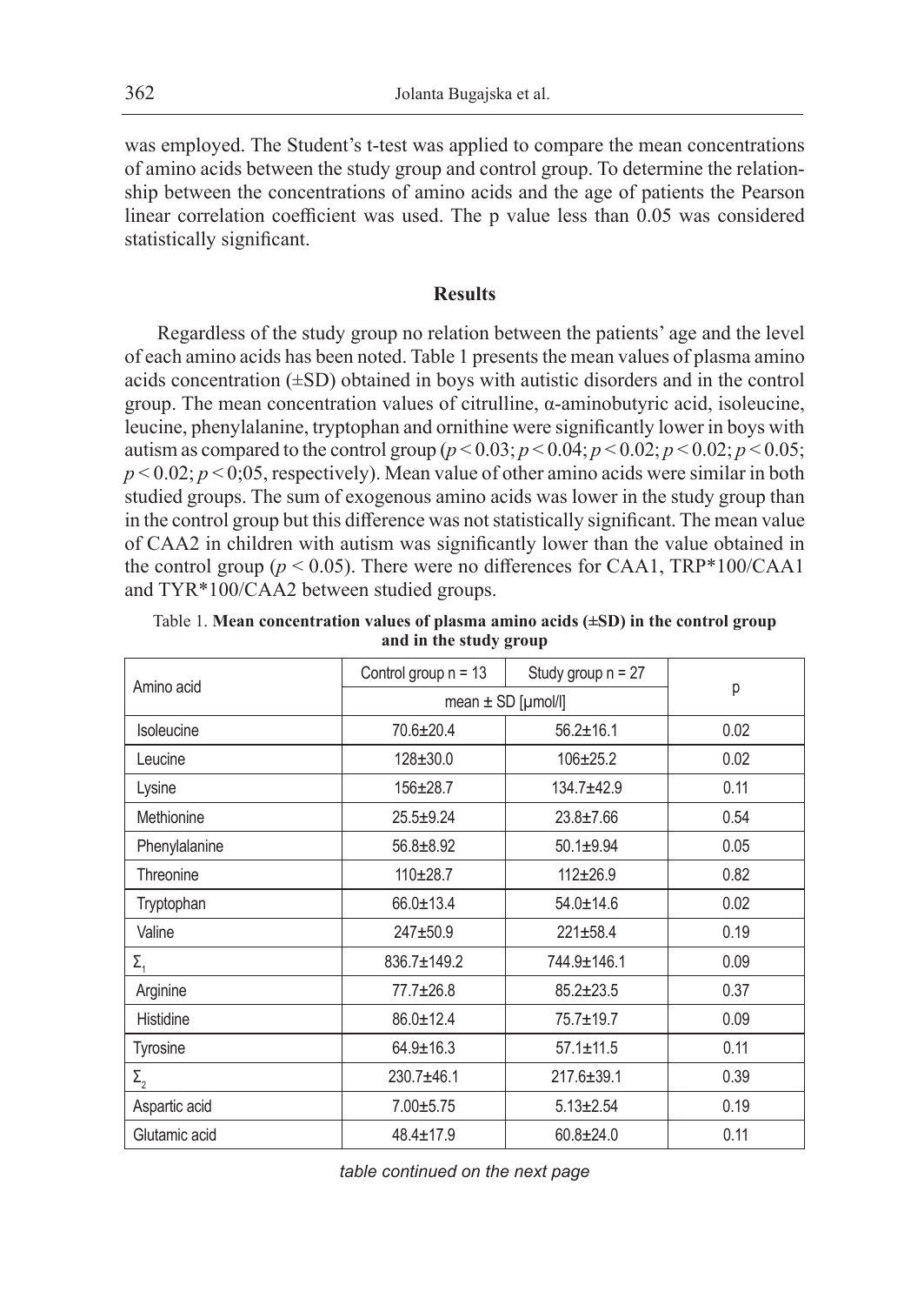was employed. The Student's t-test was applied to compare the mean concentrations of amino acids between the study group and control group. To determine the relationship between the concentrations of amino acids and the age of patients the Pearson linear correlation coefficient was used. The p value less than 0.05 was considered statistically significant.

## Results

Regardless of the study group no relation between the patients' age and the level of each amino acids has been noted. Table 1 presents the mean values of plasma amino acids concentration (±SD) obtained in boys with autistic disorders and in the control group. The mean concentration values of citrulline, α-aminobutyric acid, isoleucine, leucine, phenylalanine, tryptophan and ornithine were significantly lower in boys with autism as compared to the control group ($p < 0.03$; $p < 0.04$; $p < 0.02$; $p < 0.02$; $p < 0.05$; $p < 0.02$; $p < 0;05$, respectively). Mean value of other amino acids were similar in both studied groups. The sum of exogenous amino acids was lower in the study group than in the control group but this difference was not statistically significant. The mean value of CAA2 in children with autism was significantly lower than the value obtained in the control group ($p < 0.05$). There were no differences for CAA1, TRP*100/CAA1 and TYR*100/CAA2 between studied groups.

Table 1. **Mean concentration values of plasma amino acids (±SD) in the control group and in the study group**

| Amino acid | Control group n = 13 | Study group n = 27 | p |
|---|---|---|---|
| | mean ± SD [μmol/l] | | |
| Isoleucine | 70.6±20.4 | 56.2±16.1 | 0.02 |
| Leucine | 128±30.0 | 106±25.2 | 0.02 |
| Lysine | 156±28.7 | 134.7±42.9 | 0.11 |
| Methionine | 25.5±9.24 | 23.8±7.66 | 0.54 |
| Phenylalanine | 56.8±8.92 | 50.1±9.94 | 0.05 |
| Threonine | 110±28.7 | 112±26.9 | 0.82 |
| Tryptophan | 66.0±13.4 | 54.0±14.6 | 0.02 |
| Valine | 247±50.9 | 221±58.4 | 0.19 |
| $\Sigma_1$ | 836.7±149.2 | 744.9±146.1 | 0.09 |
| Arginine | 77.7±26.8 | 85.2±23.5 | 0.37 |
| Histidine | 86.0±12.4 | 75.7±19.7 | 0.09 |
| Tyrosine | 64.9±16.3 | 57.1±11.5 | 0.11 |
| $\Sigma_2$ | 230.7±46.1 | 217.6±39.1 | 0.39 |
| Aspartic acid | 7.00±5.75 | 5.13±2.54 | 0.19 |
| Glutamic acid | 48.4±17.9 | 60.8±24.0 | 0.11 |

*table continued on the next page*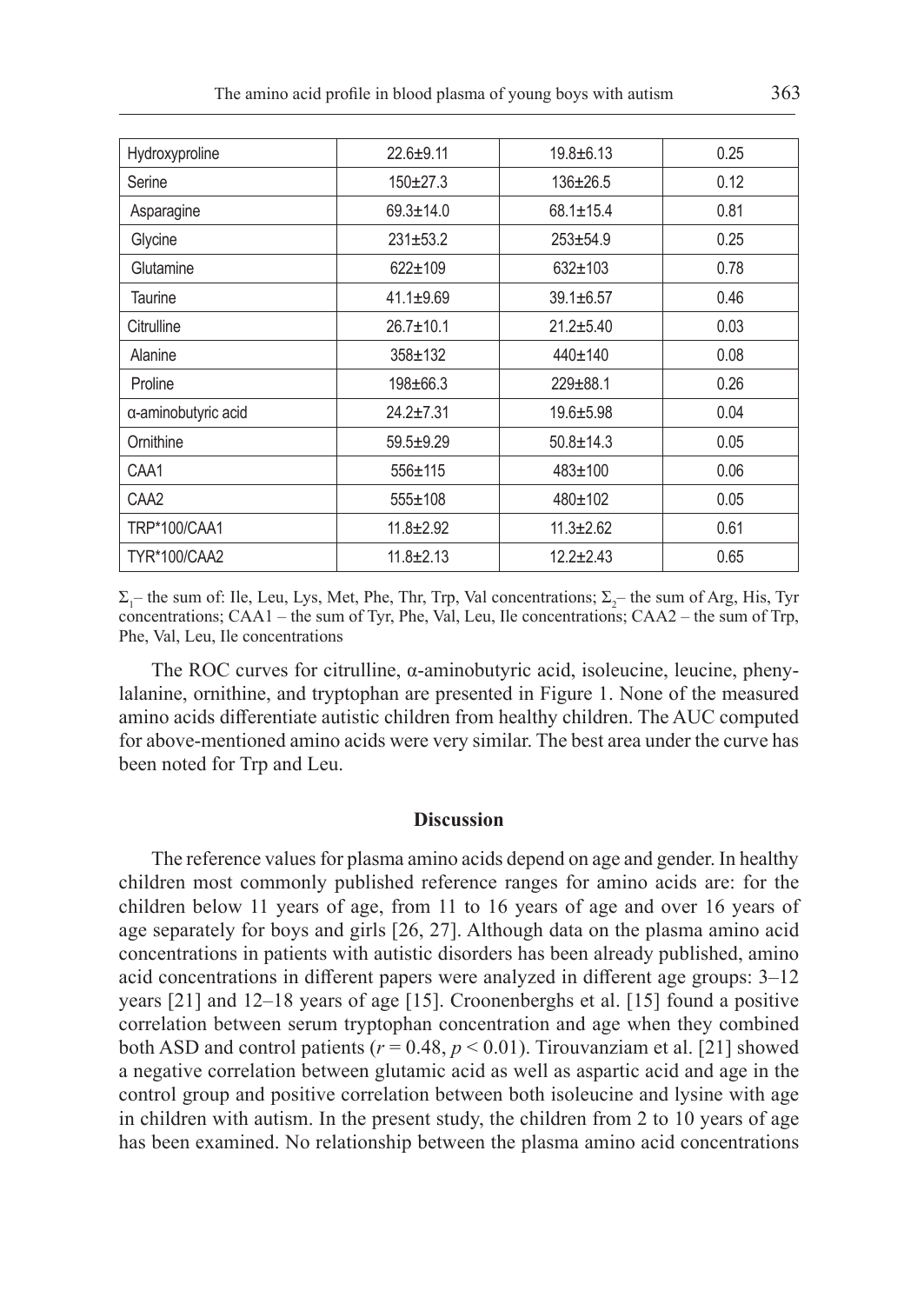| Hydroxyproline | 22.6±9.11 | 19.8±6.13 | 0.25 |
|---|---|---|---|
| Serine | 150±27.3 | 136±26.5 | 0.12 |
| Asparagine | 69.3±14.0 | 68.1±15.4 | 0.81 |
| Glycine | 231±53.2 | 253±54.9 | 0.25 |
| Glutamine | 622±109 | 632±103 | 0.78 |
| Taurine | 41.1±9.69 | 39.1±6.57 | 0.46 |
| Citrulline | 26.7±10.1 | 21.2±5.40 | 0.03 |
| Alanine | 358±132 | 440±140 | 0.08 |
| Proline | 198±66.3 | 229±88.1 | 0.26 |
| α-aminobutyric acid | 24.2±7.31 | 19.6±5.98 | 0.04 |
| Ornithine | 59.5±9.29 | 50.8±14.3 | 0.05 |
| CAA1 | 556±115 | 483±100 | 0.06 |
| CAA2 | 555±108 | 480±102 | 0.05 |
| TRP*100/CAA1 | 11.8±2.92 | 11.3±2.62 | 0.61 |
| TYR*100/CAA2 | 11.8±2.13 | 12.2±2.43 | 0.65 |

$\Sigma_1$ – the sum of: Ile, Leu, Lys, Met, Phe, Thr, Trp, Val concentrations; $\Sigma_2$ – the sum of Arg, His, Tyr concentrations; CAA1 – the sum of Tyr, Phe, Val, Leu, Ile concentrations; CAA2 – the sum of Trp, Phe, Val, Leu, Ile concentrations

The ROC curves for citrulline, α-aminobutyric acid, isoleucine, leucine, phenylalanine, ornithine, and tryptophan are presented in Figure 1. None of the measured amino acids differentiate autistic children from healthy children. The AUC computed for above-mentioned amino acids were very similar. The best area under the curve has been noted for Trp and Leu.

## Discussion

The reference values for plasma amino acids depend on age and gender. In healthy children most commonly published reference ranges for amino acids are: for the children below 11 years of age, from 11 to 16 years of age and over 16 years of age separately for boys and girls [26, 27]. Although data on the plasma amino acid concentrations in patients with autistic disorders has been already published, amino acid concentrations in different papers were analyzed in different age groups: 3–12 years [21] and 12–18 years of age [15]. Croonenberghs et al. [15] found a positive correlation between serum tryptophan concentration and age when they combined both ASD and control patients ($r = 0.48$, $p < 0.01$). Tirouvanziam et al. [21] showed a negative correlation between glutamic acid as well as aspartic acid and age in the control group and positive correlation between both isoleucine and lysine with age in children with autism. In the present study, the children from 2 to 10 years of age has been examined. No relationship between the plasma amino acid concentrations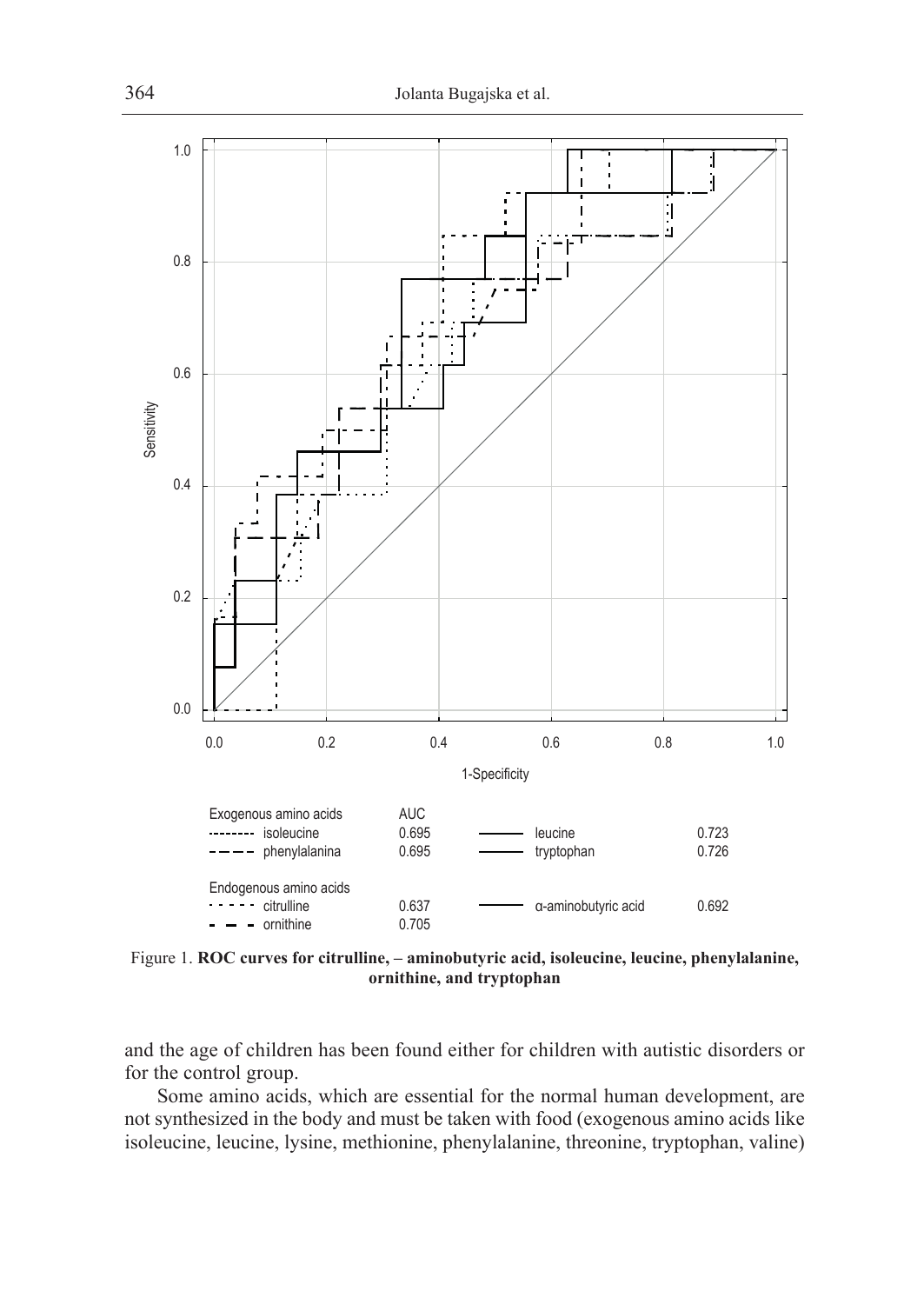Exogenous amino acids

| | AUC | | |
|---|---|---|---|
| isoleucine | 0.695 | leucine | 0.723 |
| phenylalanina | 0.695 | tryptophan | 0.726 |

Endogenous amino acids

| | | | |
|---|---|---|---|
| citrulline | 0.637 | α-aminobutyric acid | 0.692 |
| ornithine | 0.705 | | |

Figure 1. **ROC curves for citrulline, – aminobutyric acid, isoleucine, leucine, phenylalanine, ornithine, and tryptophan**

and the age of children has been found either for children with autistic disorders or for the control group.

Some amino acids, which are essential for the normal human development, are not synthesized in the body and must be taken with food (exogenous amino acids like isoleucine, leucine, lysine, methionine, phenylalanine, threonine, tryptophan, valine)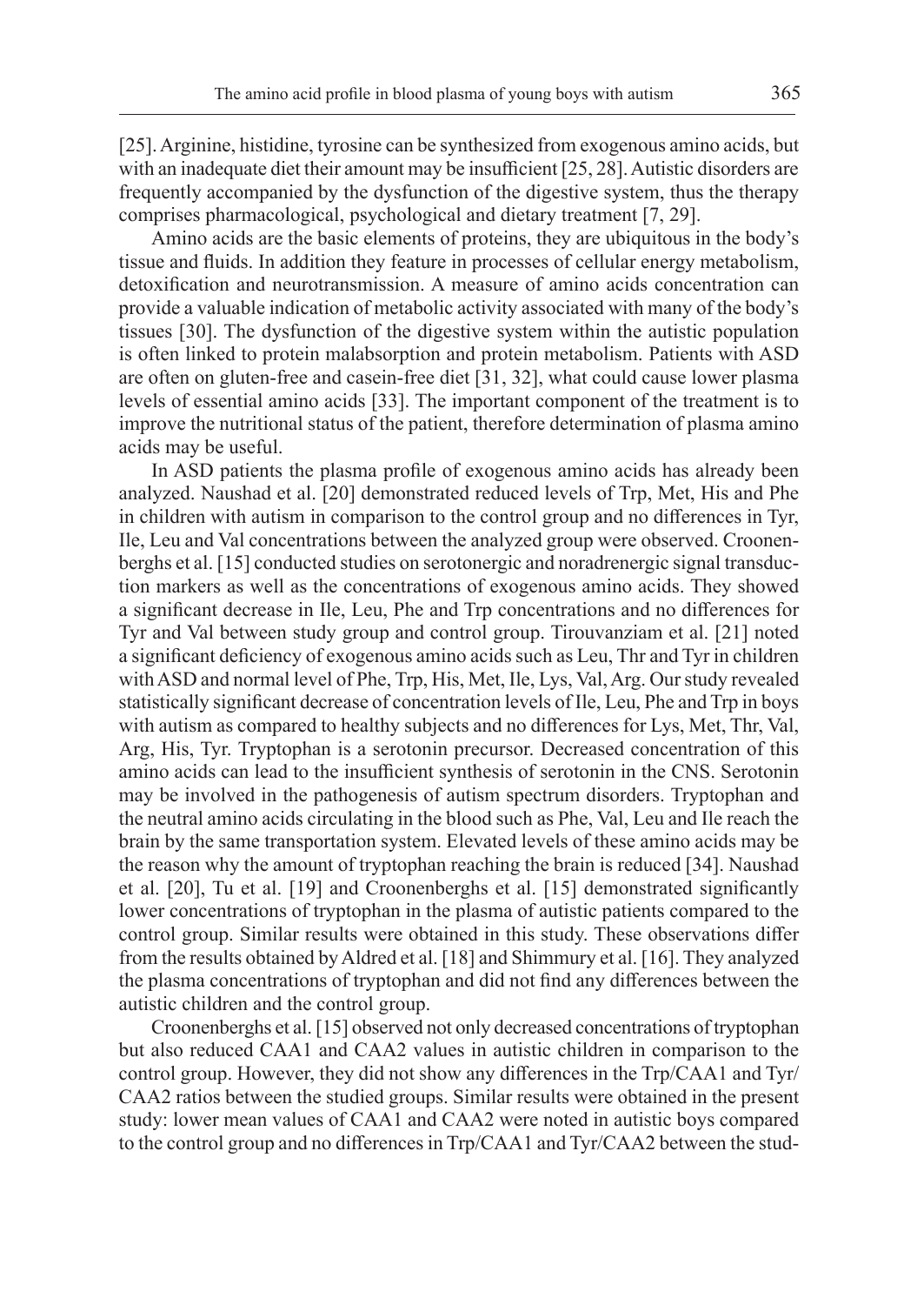[25]. Arginine, histidine, tyrosine can be synthesized from exogenous amino acids, but with an inadequate diet their amount may be insufficient [25, 28]. Autistic disorders are frequently accompanied by the dysfunction of the digestive system, thus the therapy comprises pharmacological, psychological and dietary treatment [7, 29].

Amino acids are the basic elements of proteins, they are ubiquitous in the body's tissue and fluids. In addition they feature in processes of cellular energy metabolism, detoxification and neurotransmission. A measure of amino acids concentration can provide a valuable indication of metabolic activity associated with many of the body's tissues [30]. The dysfunction of the digestive system within the autistic population is often linked to protein malabsorption and protein metabolism. Patients with ASD are often on gluten-free and casein-free diet [31, 32], what could cause lower plasma levels of essential amino acids [33]. The important component of the treatment is to improve the nutritional status of the patient, therefore determination of plasma amino acids may be useful.

In ASD patients the plasma profile of exogenous amino acids has already been analyzed. Naushad et al. [20] demonstrated reduced levels of Trp, Met, His and Phe in children with autism in comparison to the control group and no differences in Tyr, Ile, Leu and Val concentrations between the analyzed group were observed. Croonenberghs et al. [15] conducted studies on serotonergic and noradrenergic signal transduction markers as well as the concentrations of exogenous amino acids. They showed a significant decrease in Ile, Leu, Phe and Trp concentrations and no differences for Tyr and Val between study group and control group. Tirouvanziam et al. [21] noted a significant deficiency of exogenous amino acids such as Leu, Thr and Tyr in children with ASD and normal level of Phe, Trp, His, Met, Ile, Lys, Val, Arg. Our study revealed statistically significant decrease of concentration levels of Ile, Leu, Phe and Trp in boys with autism as compared to healthy subjects and no differences for Lys, Met, Thr, Val, Arg, His, Tyr. Tryptophan is a serotonin precursor. Decreased concentration of this amino acids can lead to the insufficient synthesis of serotonin in the CNS. Serotonin may be involved in the pathogenesis of autism spectrum disorders. Tryptophan and the neutral amino acids circulating in the blood such as Phe, Val, Leu and Ile reach the brain by the same transportation system. Elevated levels of these amino acids may be the reason why the amount of tryptophan reaching the brain is reduced [34]. Naushad et al. [20], Tu et al. [19] and Croonenberghs et al. [15] demonstrated significantly lower concentrations of tryptophan in the plasma of autistic patients compared to the control group. Similar results were obtained in this study. These observations differ from the results obtained by Aldred et al. [18] and Shimmury et al. [16]. They analyzed the plasma concentrations of tryptophan and did not find any differences between the autistic children and the control group.

Croonenberghs et al. [15] observed not only decreased concentrations of tryptophan but also reduced CAA1 and CAA2 values in autistic children in comparison to the control group. However, they did not show any differences in the Trp/CAA1 and Tyr/CAA2 ratios between the studied groups. Similar results were obtained in the present study: lower mean values of CAA1 and CAA2 were noted in autistic boys compared to the control group and no differences in Trp/CAA1 and Tyr/CAA2 between the stud-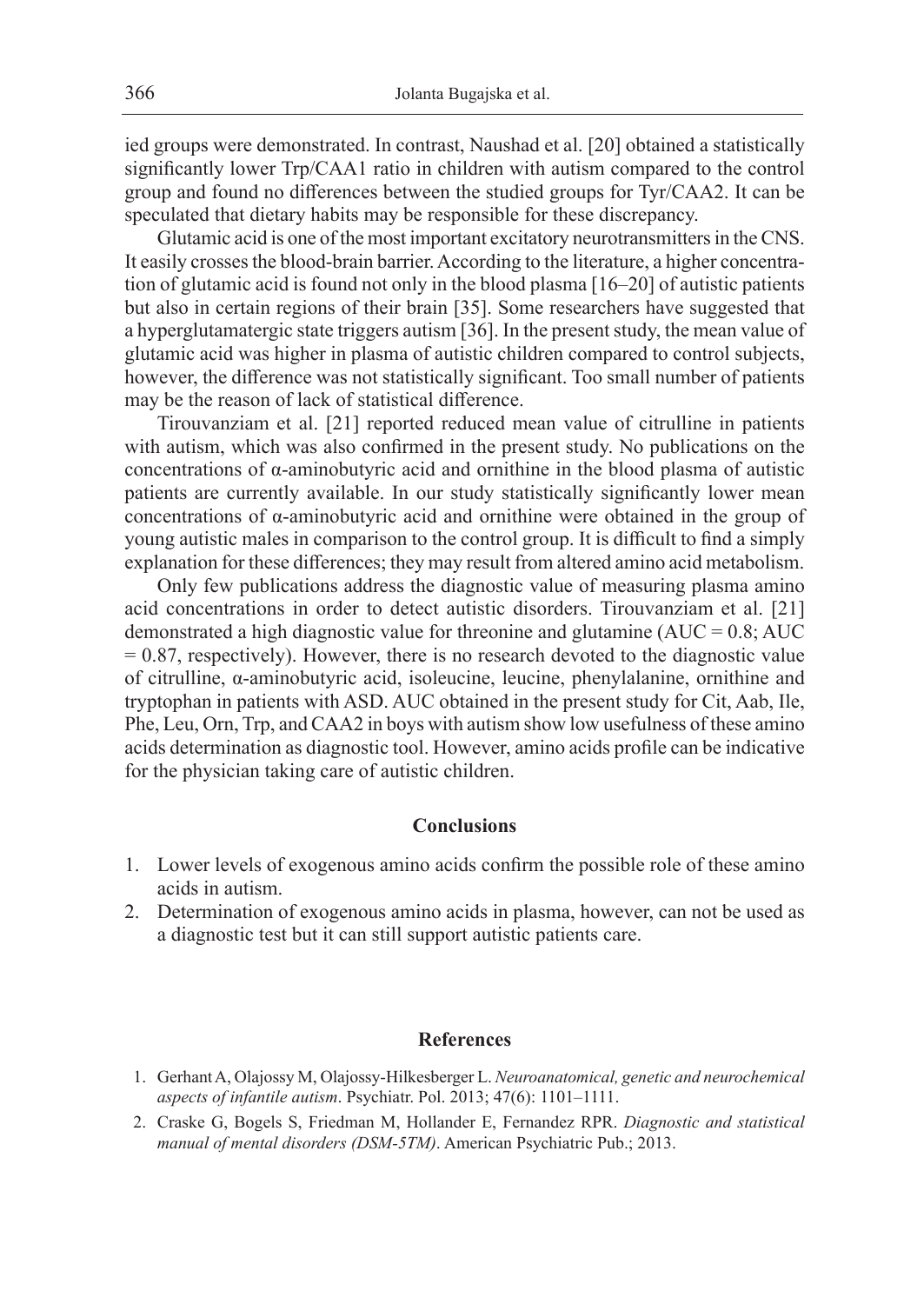ied groups were demonstrated. In contrast, Naushad et al. [20] obtained a statistically significantly lower Trp/CAA1 ratio in children with autism compared to the control group and found no differences between the studied groups for Tyr/CAA2. It can be speculated that dietary habits may be responsible for these discrepancy.

Glutamic acid is one of the most important excitatory neurotransmitters in the CNS. It easily crosses the blood-brain barrier. According to the literature, a higher concentration of glutamic acid is found not only in the blood plasma [16–20] of autistic patients but also in certain regions of their brain [35]. Some researchers have suggested that a hyperglutamatergic state triggers autism [36]. In the present study, the mean value of glutamic acid was higher in plasma of autistic children compared to control subjects, however, the difference was not statistically significant. Too small number of patients may be the reason of lack of statistical difference.

Tirouvanziam et al. [21] reported reduced mean value of citrulline in patients with autism, which was also confirmed in the present study. No publications on the concentrations of α-aminobutyric acid and ornithine in the blood plasma of autistic patients are currently available. In our study statistically significantly lower mean concentrations of α-aminobutyric acid and ornithine were obtained in the group of young autistic males in comparison to the control group. It is difficult to find a simply explanation for these differences; they may result from altered amino acid metabolism.

Only few publications address the diagnostic value of measuring plasma amino acid concentrations in order to detect autistic disorders. Tirouvanziam et al. [21] demonstrated a high diagnostic value for threonine and glutamine (AUC = 0.8; AUC = 0.87, respectively). However, there is no research devoted to the diagnostic value of citrulline, α-aminobutyric acid, isoleucine, leucine, phenylalanine, ornithine and tryptophan in patients with ASD. AUC obtained in the present study for Cit, Aab, Ile, Phe, Leu, Orn, Trp, and CAA2 in boys with autism show low usefulness of these amino acids determination as diagnostic tool. However, amino acids profile can be indicative for the physician taking care of autistic children.

## Conclusions

1. Lower levels of exogenous amino acids confirm the possible role of these amino acids in autism.
2. Determination of exogenous amino acids in plasma, however, can not be used as a diagnostic test but it can still support autistic patients care.

## References

1. Gerhant A, Olajossy M, Olajossy-Hilkesberger L. *Neuroanatomical, genetic and neurochemical aspects of infantile autism*. Psychiatr. Pol. 2013; 47(6): 1101–1111.
2. Craske G, Bogels S, Friedman M, Hollander E, Fernandez RPR. *Diagnostic and statistical manual of mental disorders (DSM-5TM)*. American Psychiatric Pub.; 2013.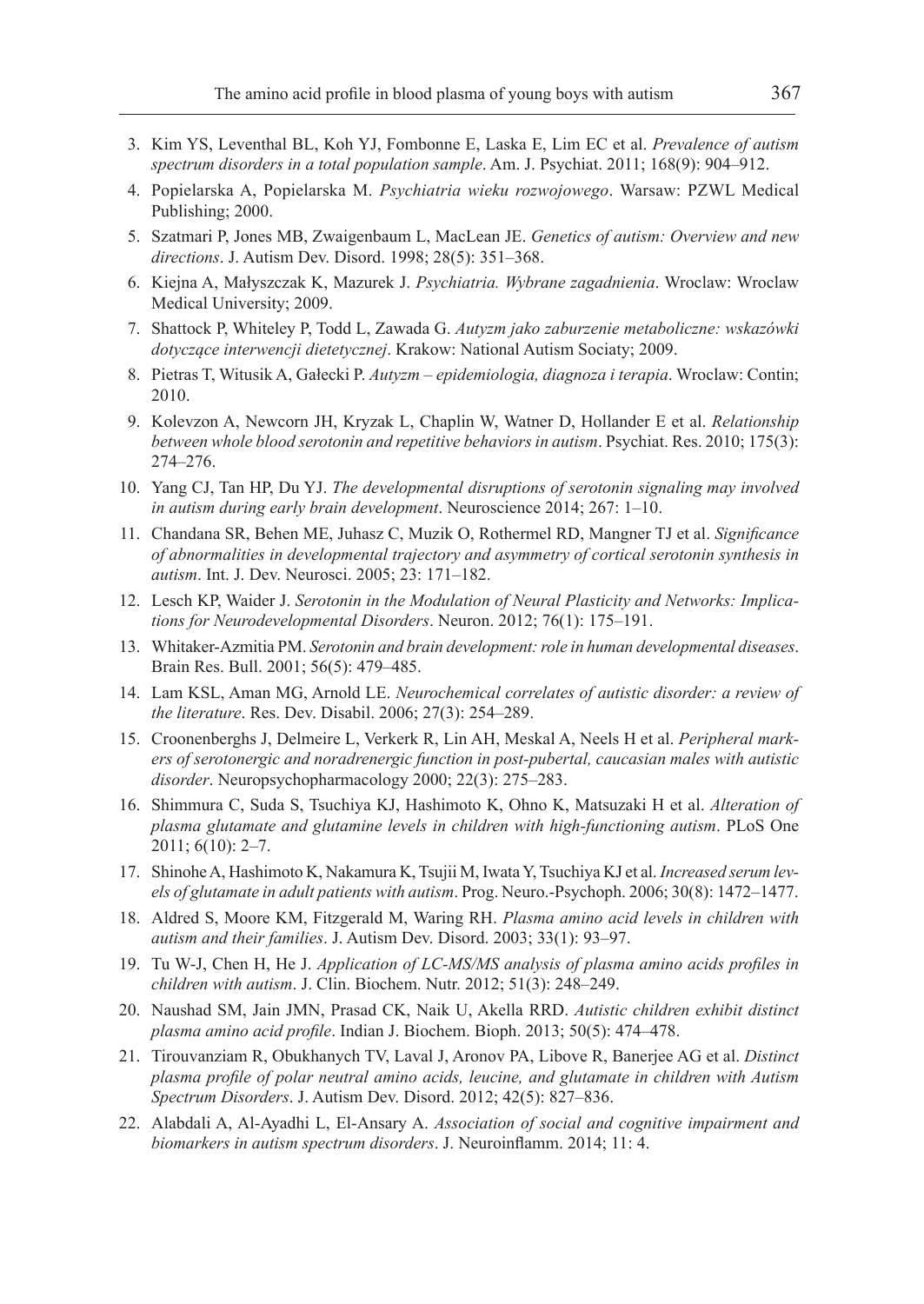3. Kim YS, Leventhal BL, Koh YJ, Fombonne E, Laska E, Lim EC et al. *Prevalence of autism spectrum disorders in a total population sample*. Am. J. Psychiat. 2011; 168(9): 904–912.
4. Popielarska A, Popielarska M. *Psychiatria wieku rozwojowego*. Warsaw: PZWL Medical Publishing; 2000.
5. Szatmari P, Jones MB, Zwaigenbaum L, MacLean JE. *Genetics of autism: Overview and new directions*. J. Autism Dev. Disord. 1998; 28(5): 351–368.
6. Kiejna A, Małyszczak K, Mazurek J. *Psychiatria. Wybrane zagadnienia*. Wroclaw: Wroclaw Medical University; 2009.
7. Shattock P, Whiteley P, Todd L, Zawada G. *Autyzm jako zaburzenie metaboliczne: wskazówki dotyczące interwencji dietetycznej*. Krakow: National Autism Sociaty; 2009.
8. Pietras T, Witusik A, Gałecki P. *Autyzm – epidemiologia, diagnoza i terapia*. Wroclaw: Contin; 2010.
9. Kolevzon A, Newcorn JH, Kryzak L, Chaplin W, Watner D, Hollander E et al. *Relationship between whole blood serotonin and repetitive behaviors in autism*. Psychiat. Res. 2010; 175(3): 274–276.
10. Yang CJ, Tan HP, Du YJ. *The developmental disruptions of serotonin signaling may involved in autism during early brain development*. Neuroscience 2014; 267: 1–10.
11. Chandana SR, Behen ME, Juhasz C, Muzik O, Rothermel RD, Mangner TJ et al. *Significance of abnormalities in developmental trajectory and asymmetry of cortical serotonin synthesis in autism*. Int. J. Dev. Neurosci. 2005; 23: 171–182.
12. Lesch KP, Waider J. *Serotonin in the Modulation of Neural Plasticity and Networks: Implications for Neurodevelopmental Disorders*. Neuron. 2012; 76(1): 175–191.
13. Whitaker-Azmitia PM. *Serotonin and brain development: role in human developmental diseases*. Brain Res. Bull. 2001; 56(5): 479–485.
14. Lam KSL, Aman MG, Arnold LE. *Neurochemical correlates of autistic disorder: a review of the literature*. Res. Dev. Disabil. 2006; 27(3): 254–289.
15. Croonenberghs J, Delmeire L, Verkerk R, Lin AH, Meskal A, Neels H et al. *Peripheral markers of serotonergic and noradrenergic function in post-pubertal, caucasian males with autistic disorder*. Neuropsychopharmacology 2000; 22(3): 275–283.
16. Shimmura C, Suda S, Tsuchiya KJ, Hashimoto K, Ohno K, Matsuzaki H et al. *Alteration of plasma glutamate and glutamine levels in children with high-functioning autism*. PLoS One 2011; 6(10): 2–7.
17. Shinohe A, Hashimoto K, Nakamura K, Tsujii M, Iwata Y, Tsuchiya KJ et al. *Increased serum levels of glutamate in adult patients with autism*. Prog. Neuro.-Psychoph. 2006; 30(8): 1472–1477.
18. Aldred S, Moore KM, Fitzgerald M, Waring RH. *Plasma amino acid levels in children with autism and their families*. J. Autism Dev. Disord. 2003; 33(1): 93–97.
19. Tu W-J, Chen H, He J. *Application of LC-MS/MS analysis of plasma amino acids profiles in children with autism*. J. Clin. Biochem. Nutr. 2012; 51(3): 248–249.
20. Naushad SM, Jain JMN, Prasad CK, Naik U, Akella RRD. *Autistic children exhibit distinct plasma amino acid profile*. Indian J. Biochem. Bioph. 2013; 50(5): 474–478.
21. Tirouvanziam R, Obukhanych TV, Laval J, Aronov PA, Libove R, Banerjee AG et al. *Distinct plasma profile of polar neutral amino acids, leucine, and glutamate in children with Autism Spectrum Disorders*. J. Autism Dev. Disord. 2012; 42(5): 827–836.
22. Alabdali A, Al-Ayadhi L, El-Ansary A. *Association of social and cognitive impairment and biomarkers in autism spectrum disorders*. J. Neuroinflamm. 2014; 11: 4.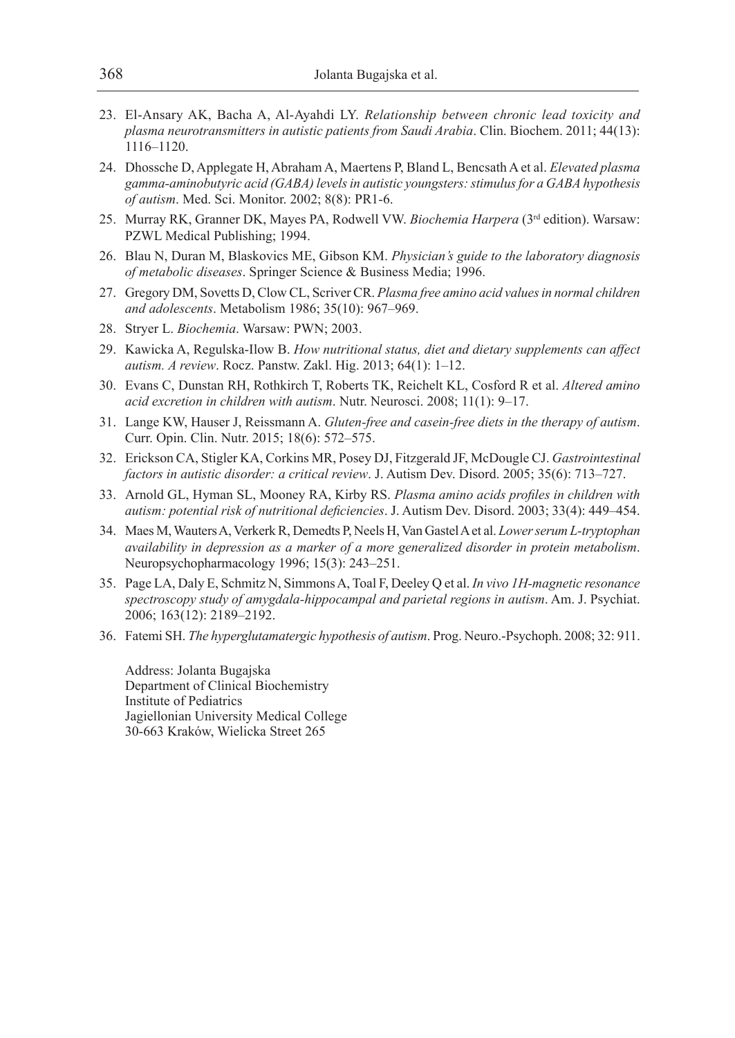23. El-Ansary AK, Bacha A, Al-Ayahdi LY. *Relationship between chronic lead toxicity and plasma neurotransmitters in autistic patients from Saudi Arabia*. Clin. Biochem. 2011; 44(13): 1116–1120.
24. Dhossche D, Applegate H, Abraham A, Maertens P, Bland L, Bencsath A et al. *Elevated plasma gamma-aminobutyric acid (GABA) levels in autistic youngsters: stimulus for a GABA hypothesis of autism*. Med. Sci. Monitor. 2002; 8(8): PR1-6.
25. Murray RK, Granner DK, Mayes PA, Rodwell VW. *Biochemia Harpera* (3rd edition). Warsaw: PZWL Medical Publishing; 1994.
26. Blau N, Duran M, Blaskovics ME, Gibson KM. *Physician's guide to the laboratory diagnosis of metabolic diseases*. Springer Science & Business Media; 1996.
27. Gregory DM, Sovetts D, Clow CL, Scriver CR. *Plasma free amino acid values in normal children and adolescents*. Metabolism 1986; 35(10): 967–969.
28. Stryer L. *Biochemia*. Warsaw: PWN; 2003.
29. Kawicka A, Regulska-Ilow B. *How nutritional status, diet and dietary supplements can affect autism. A review*. Rocz. Panstw. Zakl. Hig. 2013; 64(1): 1–12.
30. Evans C, Dunstan RH, Rothkirch T, Roberts TK, Reichelt KL, Cosford R et al. *Altered amino acid excretion in children with autism*. Nutr. Neurosci. 2008; 11(1): 9–17.
31. Lange KW, Hauser J, Reissmann A. *Gluten-free and casein-free diets in the therapy of autism*. Curr. Opin. Clin. Nutr. 2015; 18(6): 572–575.
32. Erickson CA, Stigler KA, Corkins MR, Posey DJ, Fitzgerald JF, McDougle CJ. *Gastrointestinal factors in autistic disorder: a critical review*. J. Autism Dev. Disord. 2005; 35(6): 713–727.
33. Arnold GL, Hyman SL, Mooney RA, Kirby RS. *Plasma amino acids profiles in children with autism: potential risk of nutritional deficiencies*. J. Autism Dev. Disord. 2003; 33(4): 449–454.
34. Maes M, Wauters A, Verkerk R, Demedts P, Neels H, Van Gastel A et al. *Lower serum L-tryptophan availability in depression as a marker of a more generalized disorder in protein metabolism*. Neuropsychopharmacology 1996; 15(3): 243–251.
35. Page LA, Daly E, Schmitz N, Simmons A, Toal F, Deeley Q et al. *In vivo 1H-magnetic resonance spectroscopy study of amygdala-hippocampal and parietal regions in autism*. Am. J. Psychiat. 2006; 163(12): 2189–2192.
36. Fatemi SH. *The hyperglutamatergic hypothesis of autism*. Prog. Neuro.-Psychoph. 2008; 32: 911.

Address: Jolanta Bugajska
Department of Clinical Biochemistry
Institute of Pediatrics
Jagiellonian University Medical College
30-663 Kraków, Wielicka Street 265